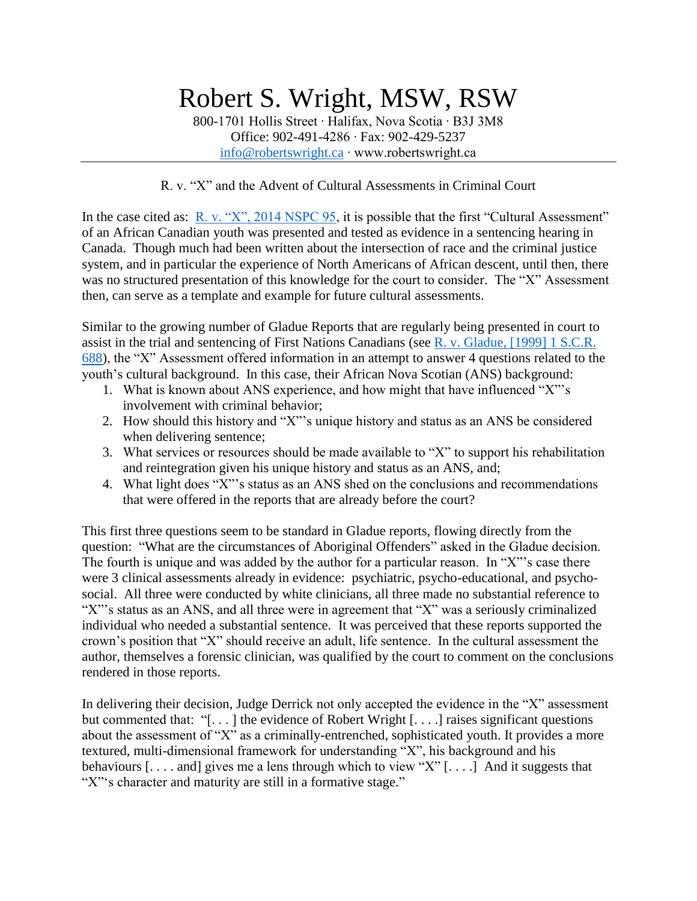# Robert S. Wright, MSW, RSW

800-1701 Hollis Street · Halifax, Nova Scotia · B3J 3M8
Office: 902-491-4286 · Fax: 902-429-5237
info@robertswright.ca · www.robertswright.ca

---

R. v. "X" and the Advent of Cultural Assessments in Criminal Court

In the case cited as: R. v. "X", 2014 NSPC 95, it is possible that the first "Cultural Assessment" of an African Canadian youth was presented and tested as evidence in a sentencing hearing in Canada. Though much had been written about the intersection of race and the criminal justice system, and in particular the experience of North Americans of African descent, until then, there was no structured presentation of this knowledge for the court to consider. The "X" Assessment then, can serve as a template and example for future cultural assessments.

Similar to the growing number of Gladue Reports that are regularly being presented in court to assist in the trial and sentencing of First Nations Canadians (see R. v. Gladue, [1999] 1 S.C.R. 688), the "X" Assessment offered information in an attempt to answer 4 questions related to the youth's cultural background. In this case, their African Nova Scotian (ANS) background:

1. What is known about ANS experience, and how might that have influenced "X"'s involvement with criminal behavior;
2. How should this history and "X"'s unique history and status as an ANS be considered when delivering sentence;
3. What services or resources should be made available to "X" to support his rehabilitation and reintegration given his unique history and status as an ANS, and;
4. What light does "X"'s status as an ANS shed on the conclusions and recommendations that were offered in the reports that are already before the court?

This first three questions seem to be standard in Gladue reports, flowing directly from the question: "What are the circumstances of Aboriginal Offenders" asked in the Gladue decision. The fourth is unique and was added by the author for a particular reason. In "X"'s case there were 3 clinical assessments already in evidence: psychiatric, psycho-educational, and psycho-social. All three were conducted by white clinicians, all three made no substantial reference to "X"'s status as an ANS, and all three were in agreement that "X" was a seriously criminalized individual who needed a substantial sentence. It was perceived that these reports supported the crown's position that "X" should receive an adult, life sentence. In the cultural assessment the author, themselves a forensic clinician, was qualified by the court to comment on the conclusions rendered in those reports.

In delivering their decision, Judge Derrick not only accepted the evidence in the "X" assessment but commented that: "[. . . ] the evidence of Robert Wright [. . . .] raises significant questions about the assessment of "X" as a criminally-entrenched, sophisticated youth. It provides a more textured, multi-dimensional framework for understanding "X", his background and his behaviours [. . . . and] gives me a lens through which to view "X" [. . . .] And it suggests that "X"'s character and maturity are still in a formative stage."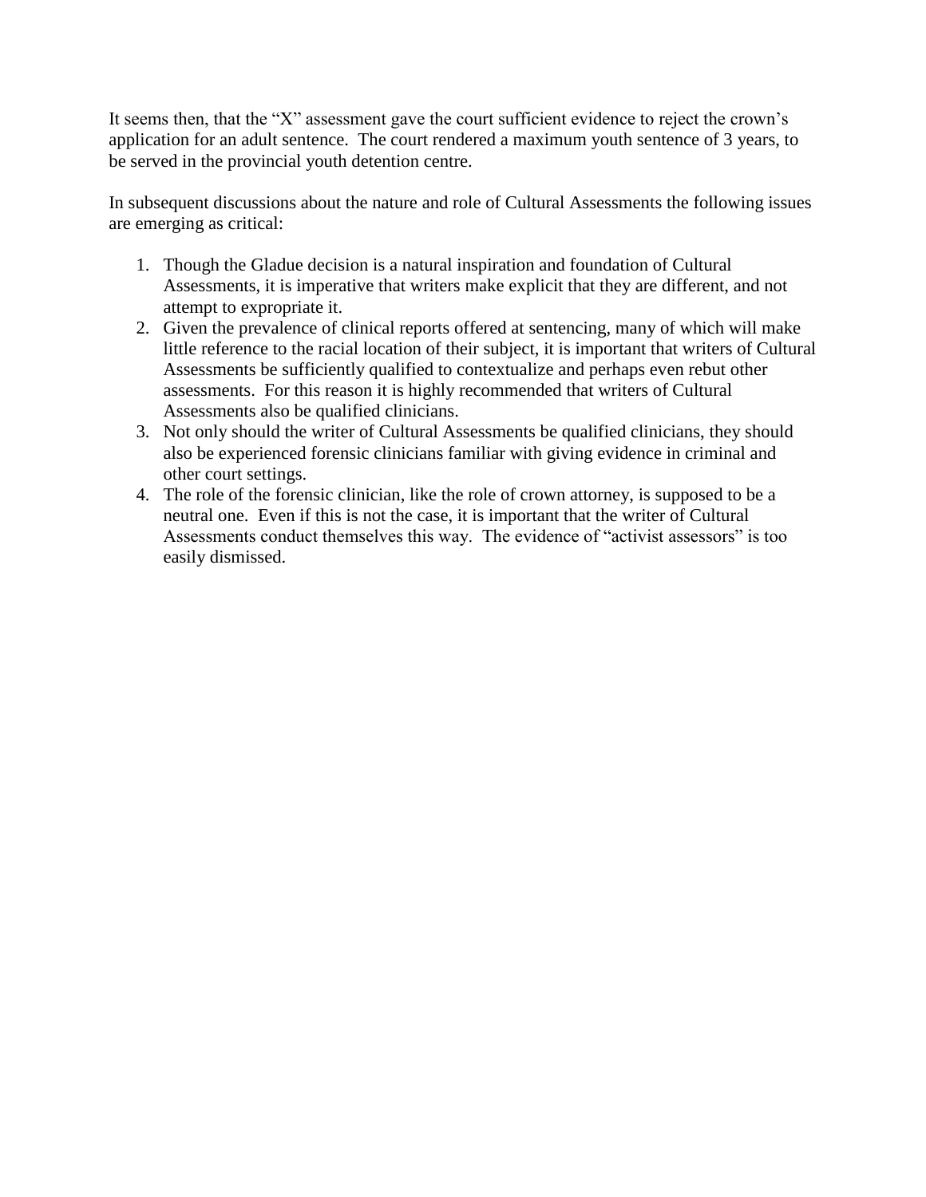It seems then, that the "X" assessment gave the court sufficient evidence to reject the crown's application for an adult sentence. The court rendered a maximum youth sentence of 3 years, to be served in the provincial youth detention centre.

In subsequent discussions about the nature and role of Cultural Assessments the following issues are emerging as critical:

1. Though the Gladue decision is a natural inspiration and foundation of Cultural Assessments, it is imperative that writers make explicit that they are different, and not attempt to expropriate it.
2. Given the prevalence of clinical reports offered at sentencing, many of which will make little reference to the racial location of their subject, it is important that writers of Cultural Assessments be sufficiently qualified to contextualize and perhaps even rebut other assessments. For this reason it is highly recommended that writers of Cultural Assessments also be qualified clinicians.
3. Not only should the writer of Cultural Assessments be qualified clinicians, they should also be experienced forensic clinicians familiar with giving evidence in criminal and other court settings.
4. The role of the forensic clinician, like the role of crown attorney, is supposed to be a neutral one. Even if this is not the case, it is important that the writer of Cultural Assessments conduct themselves this way. The evidence of "activist assessors" is too easily dismissed.